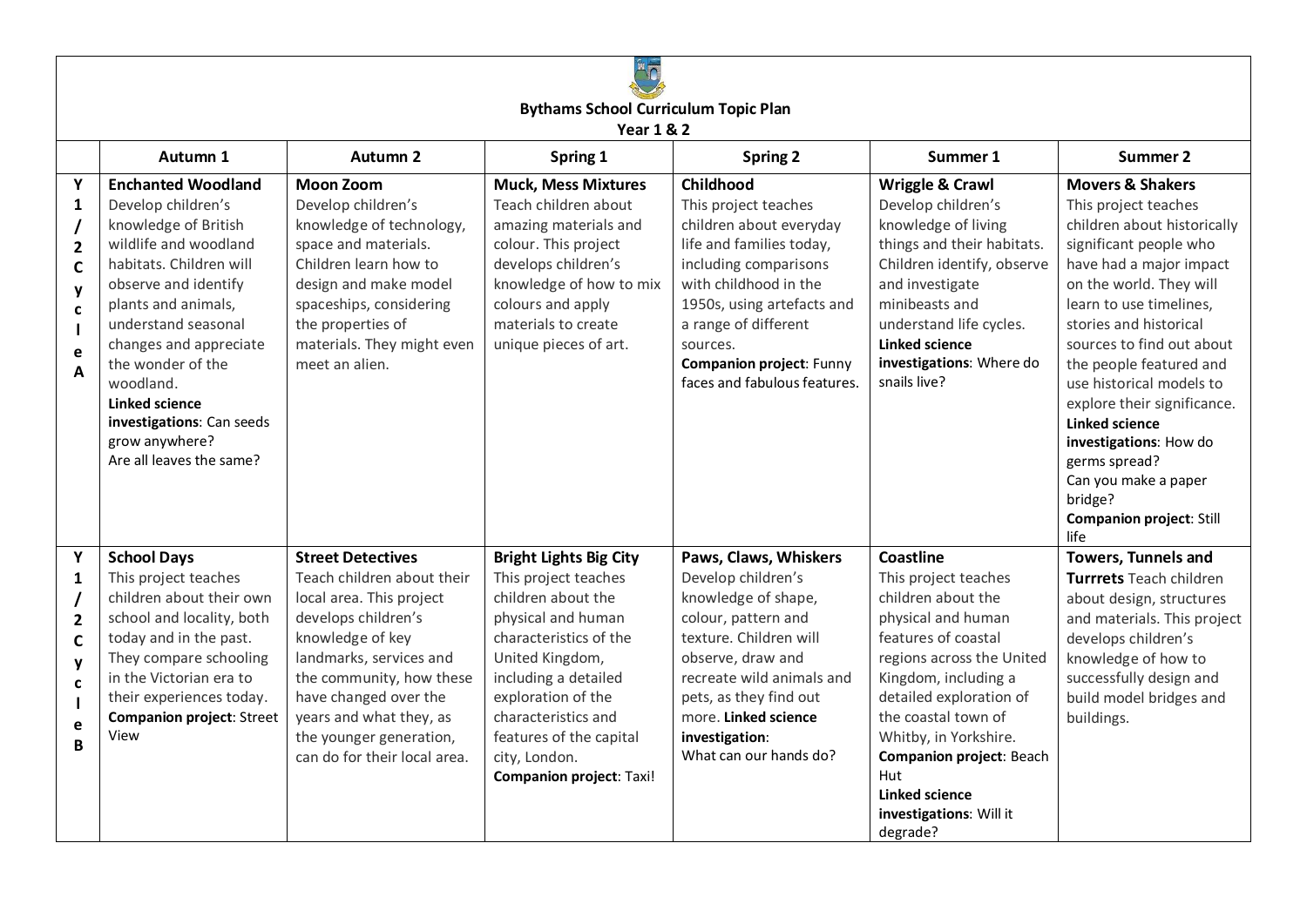# Bythams School Curriculum Topic Plan

## Year 1 & 2

| | Autumn 1 | Autumn 2 | Spring 1 | Spring 2 | Summer 1 | Summer 2 |
|---|---|---|---|---|---|---|
| Y1/2 Cycle A | **Enchanted Woodland** Develop children's knowledge of British wildlife and woodland habitats. Children will observe and identify plants and animals, understand seasonal changes and appreciate the wonder of the woodland. **Linked science investigations**: Can seeds grow anywhere? Are all leaves the same? | **Moon Zoom** Develop children's knowledge of technology, space and materials. Children learn how to design and make model spaceships, considering the properties of materials. They might even meet an alien. | **Muck, Mess Mixtures** Teach children about amazing materials and colour. This project develops children's knowledge of how to mix colours and apply materials to create unique pieces of art. | **Childhood** This project teaches children about everyday life and families today, including comparisons with childhood in the 1950s, using artefacts and a range of different sources. **Companion project**: Funny faces and fabulous features. | **Wriggle & Crawl** Develop children's knowledge of living things and their habitats. Children identify, observe and investigate minibeasts and understand life cycles. **Linked science investigations**: Where do snails live? | **Movers & Shakers** This project teaches children about historically significant people who have had a major impact on the world. They will learn to use timelines, stories and historical sources to find out about the people featured and use historical models to explore their significance. **Linked science investigations**: How do germs spread? Can you make a paper bridge? **Companion project**: Still life |
| Y1/2 Cycle B | **School Days** This project teaches children about their own school and locality, both today and in the past. They compare schooling in the Victorian era to their experiences today. **Companion project**: Street View | **Street Detectives** Teach children about their local area. This project develops children's knowledge of key landmarks, services and the community, how these have changed over the years and what they, as the younger generation, can do for their local area. | **Bright Lights Big City** This project teaches children about the physical and human characteristics of the United Kingdom, including a detailed exploration of the characteristics and features of the capital city, London. **Companion project**: Taxi! | **Paws, Claws, Whiskers** Develop children's knowledge of shape, colour, pattern and texture. Children will observe, draw and recreate wild animals and pets, as they find out more. **Linked science investigation**: What can our hands do? | **Coastline** This project teaches children about the physical and human features of coastal regions across the United Kingdom, including a detailed exploration of the coastal town of Whitby, in Yorkshire. **Companion project**: Beach Hut **Linked science investigations**: Will it degrade? | **Towers, Tunnels and Turrrets** Teach children about design, structures and materials. This project develops children's knowledge of how to successfully design and build model bridges and buildings. |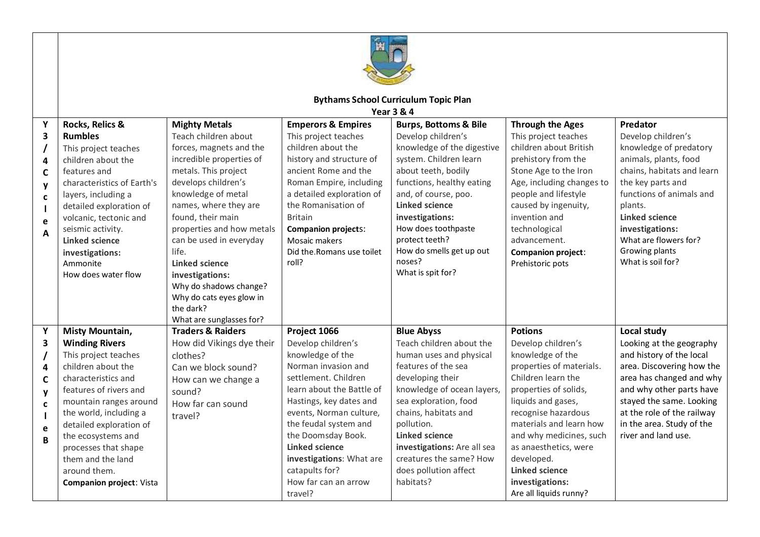**Bythams School Curriculum Topic Plan**
**Year 3 & 4**

| | | | | | | |
|---|---|---|---|---|---|---|
| Y3/4 Cycle A | **Rocks, Relics & Rumbles**<br>This project teaches children about the features and characteristics of Earth's layers, including a detailed exploration of volcanic, tectonic and seismic activity.<br>**Linked science investigations:**<br>Ammonite<br>How does water flow | **Mighty Metals**<br>Teach children about forces, magnets and the incredible properties of metals. This project develops children's knowledge of metal names, where they are found, their main properties and how metals can be used in everyday life.<br>**Linked science investigations:**<br>Why do shadows change?<br>Why do cats eyes glow in the dark?<br>What are sunglasses for? | **Emperors & Empires**<br>This project teaches children about the history and structure of ancient Rome and the Roman Empire, including a detailed exploration of the Romanisation of Britain<br>**Companion projects**:<br>Mosaic makers<br>Did the.Romans use toilet roll? | **Burps, Bottoms & Bile**<br>Develop children's knowledge of the digestive system. Children learn about teeth, bodily functions, healthy eating and, of course, poo.<br>**Linked science investigations:**<br>How does toothpaste protect teeth?<br>How do smells get up out noses?<br>What is spit for? | **Through the Ages**<br>This project teaches children about British prehistory from the Stone Age to the Iron Age, including changes to people and lifestyle caused by ingenuity, invention and technological advancement.<br>**Companion project**:<br>Prehistoric pots | **Predator**<br>Develop children's knowledge of predatory animals, plants, food chains, habitats and learn the key parts and functions of animals and plants.<br>**Linked science investigations:**<br>What are flowers for?<br>Growing plants<br>What is soil for? |
| Y3/4 Cycle B | **Misty Mountain, Winding Rivers**<br>This project teaches children about the characteristics and features of rivers and mountain ranges around the world, including a detailed exploration of the ecosystems and processes that shape them and the land around them.<br>**Companion project**: Vista | **Traders & Raiders**<br>How did Vikings dye their clothes?<br>Can we block sound?<br>How can we change a sound?<br>How far can sound travel? | **Project 1066**<br>Develop children's knowledge of the Norman invasion and settlement. Children learn about the Battle of Hastings, key dates and events, Norman culture, the feudal system and the Doomsday Book.<br>**Linked science investigations**: What are catapults for?<br>How far can an arrow travel? | **Blue Abyss**<br>Teach children about the human uses and physical features of the sea developing their knowledge of ocean layers, sea exploration, food chains, habitats and pollution.<br>**Linked science investigations:** Are all sea creatures the same? How does pollution affect habitats? | **Potions**<br>Develop children's knowledge of the properties of materials. Children learn the properties of solids, liquids and gases, recognise hazardous materials and learn how and why medicines, such as anaesthetics, were developed.<br>**Linked science investigations:**<br>Are all liquids runny? | **Local study**<br>Looking at the geography and history of the local area. Discovering how the area has changed and why and why other parts have stayed the same. Looking at the role of the railway in the area. Study of the river and land use. |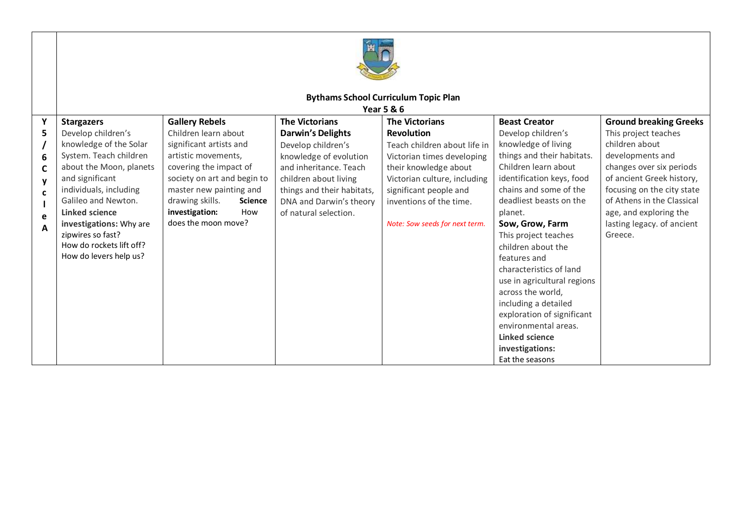**Bythams School Curriculum Topic Plan**
**Year 5 & 6**

| | | | | | | |
|---|---|---|---|---|---|---|
| **Y5/6 Cycle A** | **Stargazers**<br>Develop children's knowledge of the Solar System. Teach children about the Moon, planets and significant individuals, including Galileo and Newton.<br>**Linked science investigations:** Why are zipwires so fast?<br>How do rockets lift off?<br>How do levers help us? | **Gallery Rebels**<br>Children learn about significant artists and artistic movements, covering the impact of society on art and begin to master new painting and drawing skills. **Science investigation:** How does the moon move? | **The Victorians**<br>**Darwin's Delights**<br>Develop children's knowledge of evolution and inheritance. Teach children about living things and their habitats, DNA and Darwin's theory of natural selection. | **The Victorians**<br>**Revolution**<br>Teach children about life in Victorian times developing their knowledge about Victorian culture, including significant people and inventions of the time.<br>*Note: Sow seeds for next term.* | **Beast Creator**<br>Develop children's knowledge of living things and their habitats. Children learn about identification keys, food chains and some of the deadliest beasts on the planet.<br>**Sow, Grow, Farm**<br>This project teaches children about the features and characteristics of land use in agricultural regions across the world, including a detailed exploration of significant environmental areas.<br>**Linked science investigations:**<br>Eat the seasons | **Ground breaking Greeks**<br>This project teaches children about developments and changes over six periods of ancient Greek history, focusing on the city state of Athens in the Classical age, and exploring the lasting legacy. of ancient Greece. |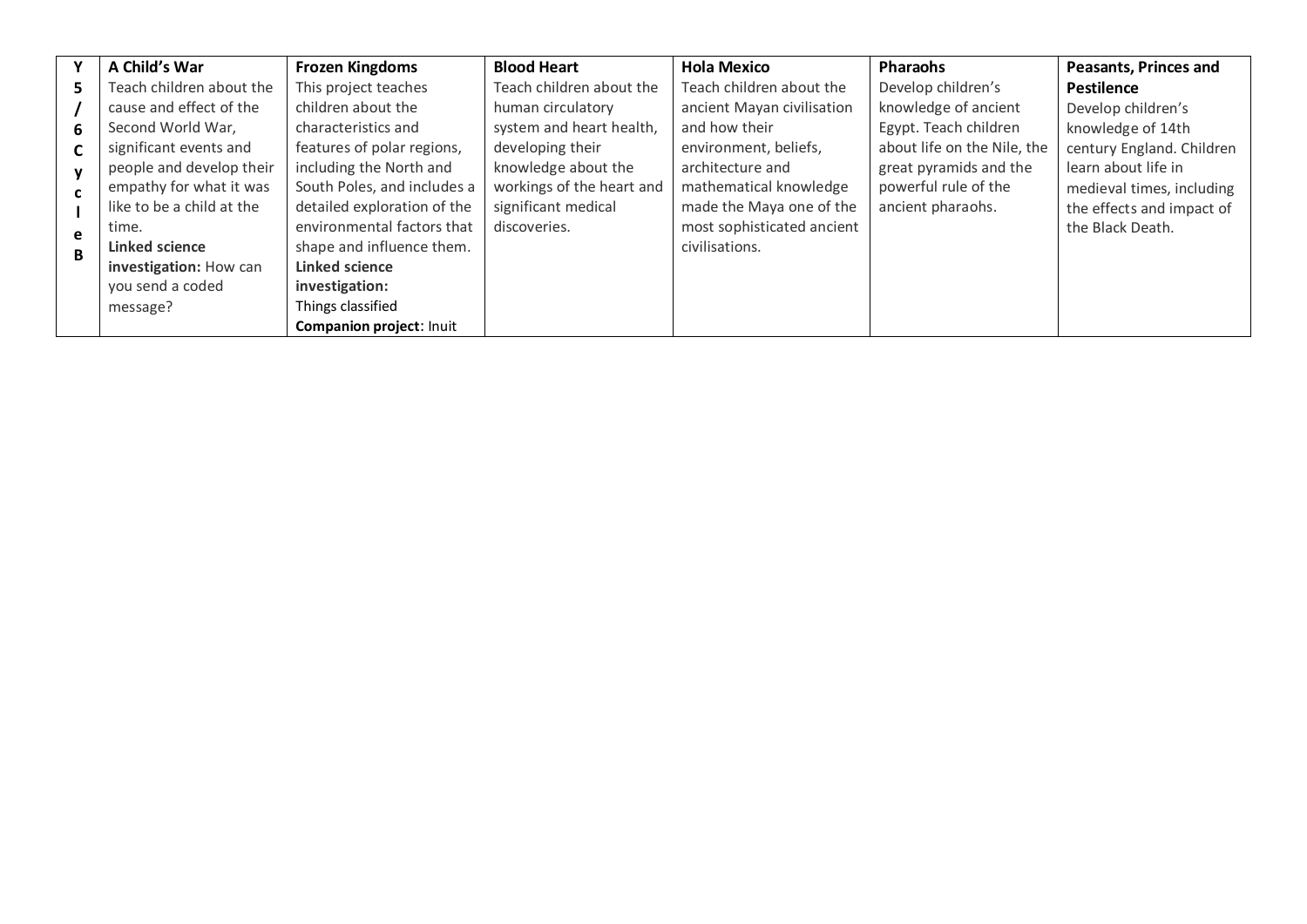| | | | | | | |
|---|---|---|---|---|---|---|
| Y5/6 Cycle B | **A Child's War**<br>Teach children about the cause and effect of the Second World War, significant events and people and develop their empathy for what it was like to be a child at the time.<br>**Linked science investigation:** How can you send a coded message? | **Frozen Kingdoms**<br>This project teaches children about the characteristics and features of polar regions, including the North and South Poles, and includes a detailed exploration of the environmental factors that shape and influence them.<br>**Linked science investigation:**<br>Things classified<br>**Companion project**: Inuit | **Blood Heart**<br>Teach children about the human circulatory system and heart health, developing their knowledge about the workings of the heart and significant medical discoveries. | **Hola Mexico**<br>Teach children about the ancient Mayan civilisation and how their environment, beliefs, architecture and mathematical knowledge made the Maya one of the most sophisticated ancient civilisations. | **Pharaohs**<br>Develop children's knowledge of ancient Egypt. Teach children about life on the Nile, the great pyramids and the powerful rule of the ancient pharaohs. | **Peasants, Princes and Pestilence**<br>Develop children's knowledge of 14th century England. Children learn about life in medieval times, including the effects and impact of the Black Death. |